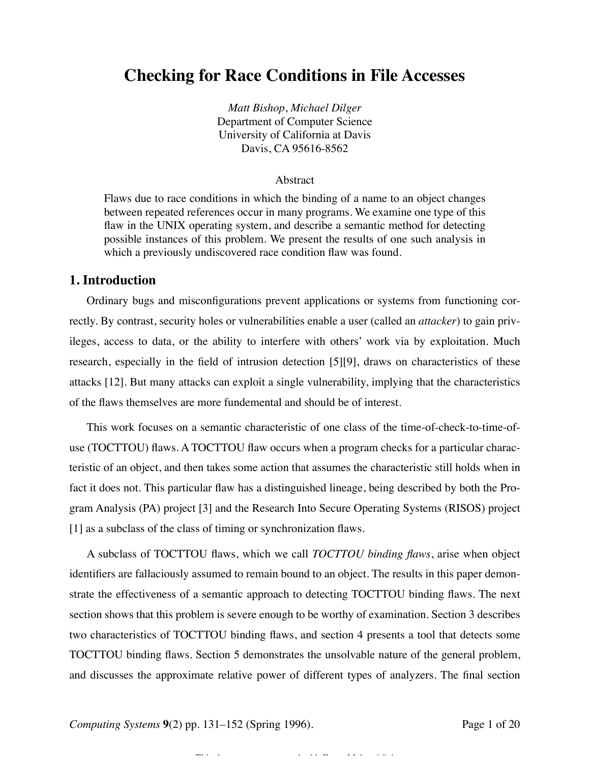# Checking for Race Conditions in File Accesses

*Matt Bishop*, *Michael Dilger*
Department of Computer Science
University of California at Davis
Davis, CA 95616-8562

## Abstract

Flaws due to race conditions in which the binding of a name to an object changes between repeated references occur in many programs. We examine one type of this flaw in the UNIX operating system, and describe a semantic method for detecting possible instances of this problem. We present the results of one such analysis in which a previously undiscovered race condition flaw was found.

## 1. Introduction

Ordinary bugs and misconfigurations prevent applications or systems from functioning correctly. By contrast, security holes or vulnerabilities enable a user (called an *attacker*) to gain privileges, access to data, or the ability to interfere with others' work via by exploitation. Much research, especially in the field of intrusion detection [5][9], draws on characteristics of these attacks [12]. But many attacks can exploit a single vulnerability, implying that the characteristics of the flaws themselves are more fundemental and should be of interest.

This work focuses on a semantic characteristic of one class of the time-of-check-to-time-of-use (TOCTTOU) flaws. A TOCTTOU flaw occurs when a program checks for a particular characteristic of an object, and then takes some action that assumes the characteristic still holds when in fact it does not. This particular flaw has a distinguished lineage, being described by both the Program Analysis (PA) project [3] and the Research Into Secure Operating Systems (RISOS) project [1] as a subclass of the class of timing or synchronization flaws.

A subclass of TOCTTOU flaws, which we call *TOCTTOU binding flaws*, arise when object identifiers are fallaciously assumed to remain bound to an object. The results in this paper demonstrate the effectiveness of a semantic approach to detecting TOCTTOU binding flaws. The next section shows that this problem is severe enough to be worthy of examination. Section 3 describes two characteristics of TOCTTOU binding flaws, and section 4 presents a tool that detects some TOCTTOU binding flaws. Section 5 demonstrates the unsolvable nature of the general problem, and discusses the approximate relative power of different types of analyzers. The final section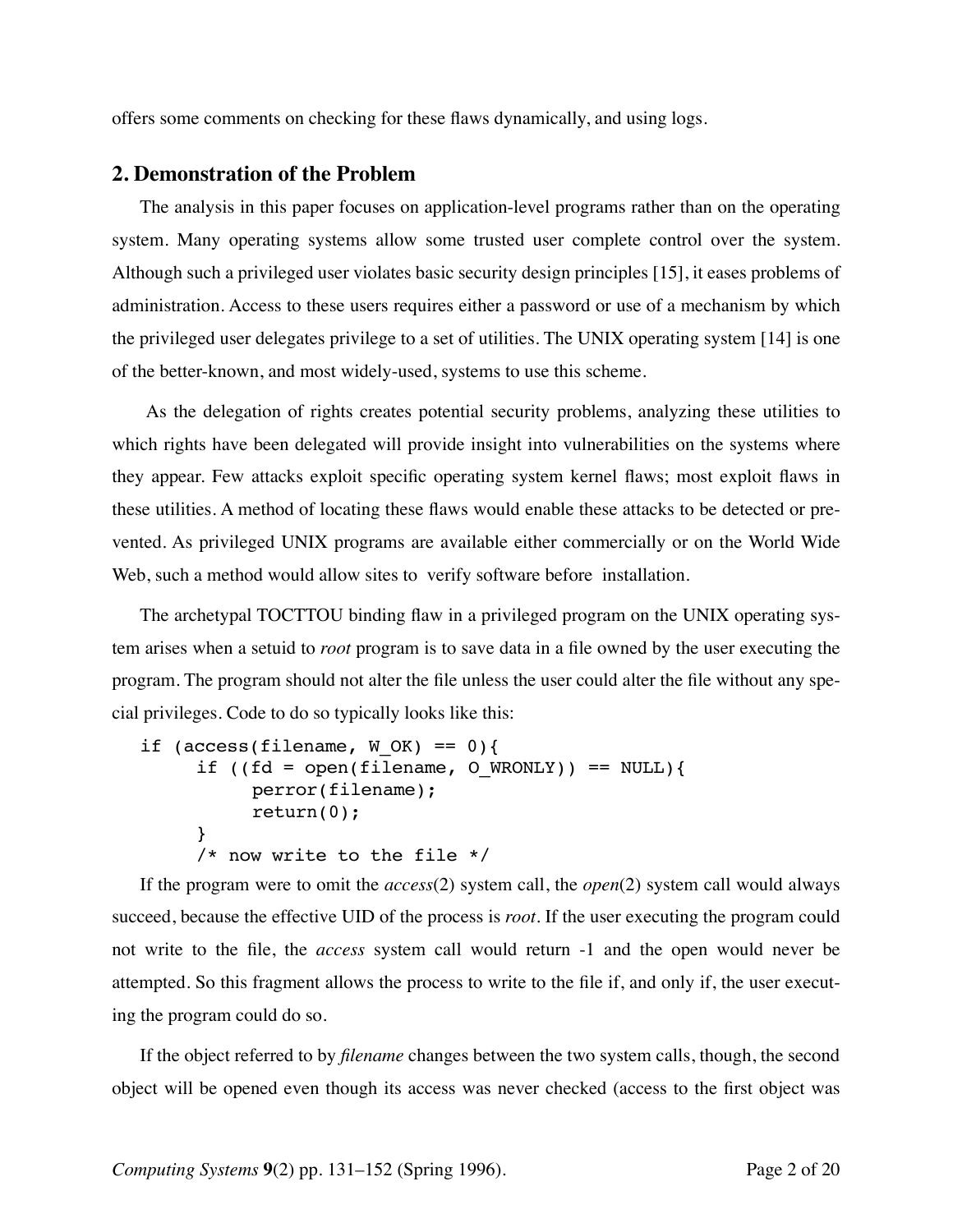offers some comments on checking for these flaws dynamically, and using logs.

## 2. Demonstration of the Problem

The analysis in this paper focuses on application-level programs rather than on the operating system. Many operating systems allow some trusted user complete control over the system. Although such a privileged user violates basic security design principles [15], it eases problems of administration. Access to these users requires either a password or use of a mechanism by which the privileged user delegates privilege to a set of utilities. The UNIX operating system [14] is one of the better-known, and most widely-used, systems to use this scheme.

As the delegation of rights creates potential security problems, analyzing these utilities to which rights have been delegated will provide insight into vulnerabilities on the systems where they appear. Few attacks exploit specific operating system kernel flaws; most exploit flaws in these utilities. A method of locating these flaws would enable these attacks to be detected or prevented. As privileged UNIX programs are available either commercially or on the World Wide Web, such a method would allow sites to verify software before installation.

The archetypal TOCTTOU binding flaw in a privileged program on the UNIX operating system arises when a setuid to *root* program is to save data in a file owned by the user executing the program. The program should not alter the file unless the user could alter the file without any special privileges. Code to do so typically looks like this:

```
if (access(filename, W_OK) == 0){
      if ((fd = open(filename, O_WRONLY)) == NULL){
            perror(filename);
            return(0);
      }
      /* now write to the file */
```

If the program were to omit the *access*(2) system call, the *open*(2) system call would always succeed, because the effective UID of the process is *root*. If the user executing the program could not write to the file, the *access* system call would return -1 and the open would never be attempted. So this fragment allows the process to write to the file if, and only if, the user executing the program could do so.

If the object referred to by *filename* changes between the two system calls, though, the second object will be opened even though its access was never checked (access to the first object was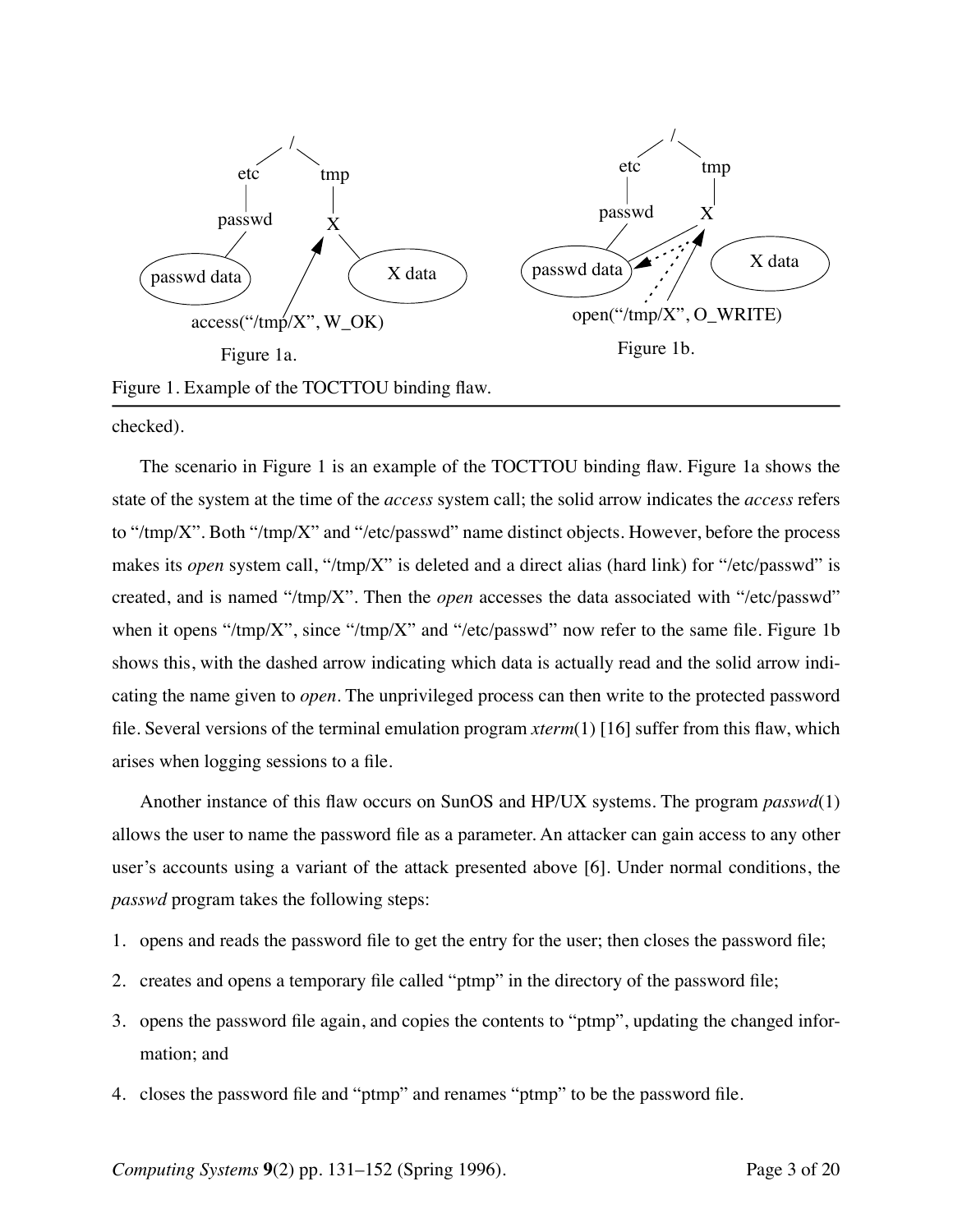Figure 1a.

Figure 1b.

Figure 1. Example of the TOCTTOU binding flaw.

checked).

The scenario in Figure 1 is an example of the TOCTTOU binding flaw. Figure 1a shows the state of the system at the time of the *access* system call; the solid arrow indicates the *access* refers to "/tmp/X". Both "/tmp/X" and "/etc/passwd" name distinct objects. However, before the process makes its *open* system call, "/tmp/X" is deleted and a direct alias (hard link) for "/etc/passwd" is created, and is named "/tmp/X". Then the *open* accesses the data associated with "/etc/passwd" when it opens "/tmp/X", since "/tmp/X" and "/etc/passwd" now refer to the same file. Figure 1b shows this, with the dashed arrow indicating which data is actually read and the solid arrow indicating the name given to *open*. The unprivileged process can then write to the protected password file. Several versions of the terminal emulation program *xterm*(1) [16] suffer from this flaw, which arises when logging sessions to a file.

Another instance of this flaw occurs on SunOS and HP/UX systems. The program *passwd*(1) allows the user to name the password file as a parameter. An attacker can gain access to any other user's accounts using a variant of the attack presented above [6]. Under normal conditions, the *passwd* program takes the following steps:

1. opens and reads the password file to get the entry for the user; then closes the password file;
2. creates and opens a temporary file called "ptmp" in the directory of the password file;
3. opens the password file again, and copies the contents to "ptmp", updating the changed information; and
4. closes the password file and "ptmp" and renames "ptmp" to be the password file.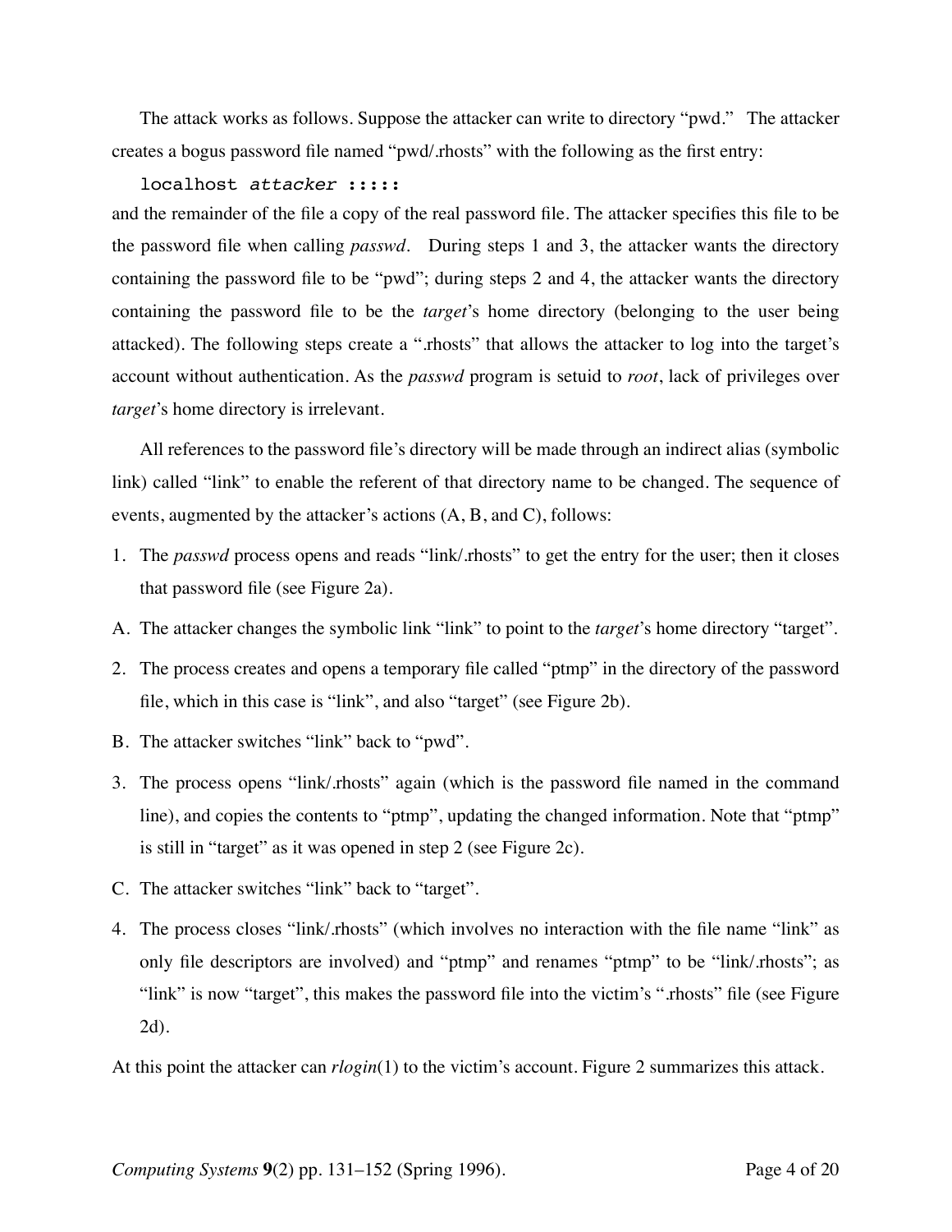The attack works as follows. Suppose the attacker can write to directory “pwd.” The attacker creates a bogus password file named “pwd/.rhosts” with the following as the first entry:

```
localhost attacker :::::
```

and the remainder of the file a copy of the real password file. The attacker specifies this file to be the password file when calling *passwd*. During steps 1 and 3, the attacker wants the directory containing the password file to be “pwd”; during steps 2 and 4, the attacker wants the directory containing the password file to be the *target*’s home directory (belonging to the user being attacked). The following steps create a “.rhosts” that allows the attacker to log into the target’s account without authentication. As the *passwd* program is setuid to *root*, lack of privileges over *target*’s home directory is irrelevant.

All references to the password file’s directory will be made through an indirect alias (symbolic link) called “link” to enable the referent of that directory name to be changed. The sequence of events, augmented by the attacker’s actions (A, B, and C), follows:

1. The *passwd* process opens and reads “link/.rhosts” to get the entry for the user; then it closes that password file (see Figure 2a).

A. The attacker changes the symbolic link “link” to point to the *target*’s home directory “target”.

2. The process creates and opens a temporary file called “ptmp” in the directory of the password file, which in this case is “link”, and also “target” (see Figure 2b).

B. The attacker switches “link” back to “pwd”.

3. The process opens “link/.rhosts” again (which is the password file named in the command line), and copies the contents to “ptmp”, updating the changed information. Note that “ptmp” is still in “target” as it was opened in step 2 (see Figure 2c).

C. The attacker switches “link” back to “target”.

4. The process closes “link/.rhosts” (which involves no interaction with the file name “link” as only file descriptors are involved) and “ptmp” and renames “ptmp” to be “link/.rhosts”; as “link” is now “target”, this makes the password file into the victim’s “.rhosts” file (see Figure 2d).

At this point the attacker can *rlogin*(1) to the victim’s account. Figure 2 summarizes this attack.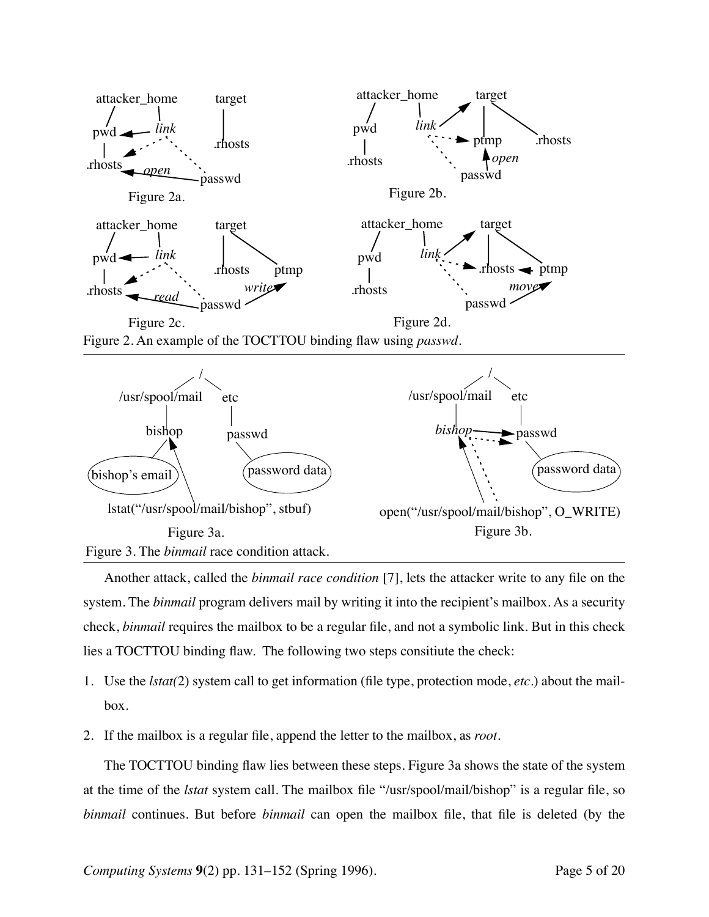Figure 2a.

Figure 2b.

Figure 2c.

Figure 2d.

Figure 2. An example of the TOCTTOU binding flaw using *passwd*.

Figure 3a.

Figure 3b.

Figure 3. The *binmail* race condition attack.

Another attack, called the *binmail race condition* [7], lets the attacker write to any file on the system. The *binmail* program delivers mail by writing it into the recipient's mailbox. As a security check, *binmail* requires the mailbox to be a regular file, and not a symbolic link. But in this check lies a TOCTTOU binding flaw. The following two steps consitiute the check:

1. Use the *lstat(*2) system call to get information (file type, protection mode, *etc*.) about the mailbox.
2. If the mailbox is a regular file, append the letter to the mailbox, as *root*.

The TOCTTOU binding flaw lies between these steps. Figure 3a shows the state of the system at the time of the *lstat* system call. The mailbox file "/usr/spool/mail/bishop" is a regular file, so *binmail* continues. But before *binmail* can open the mailbox file, that file is deleted (by the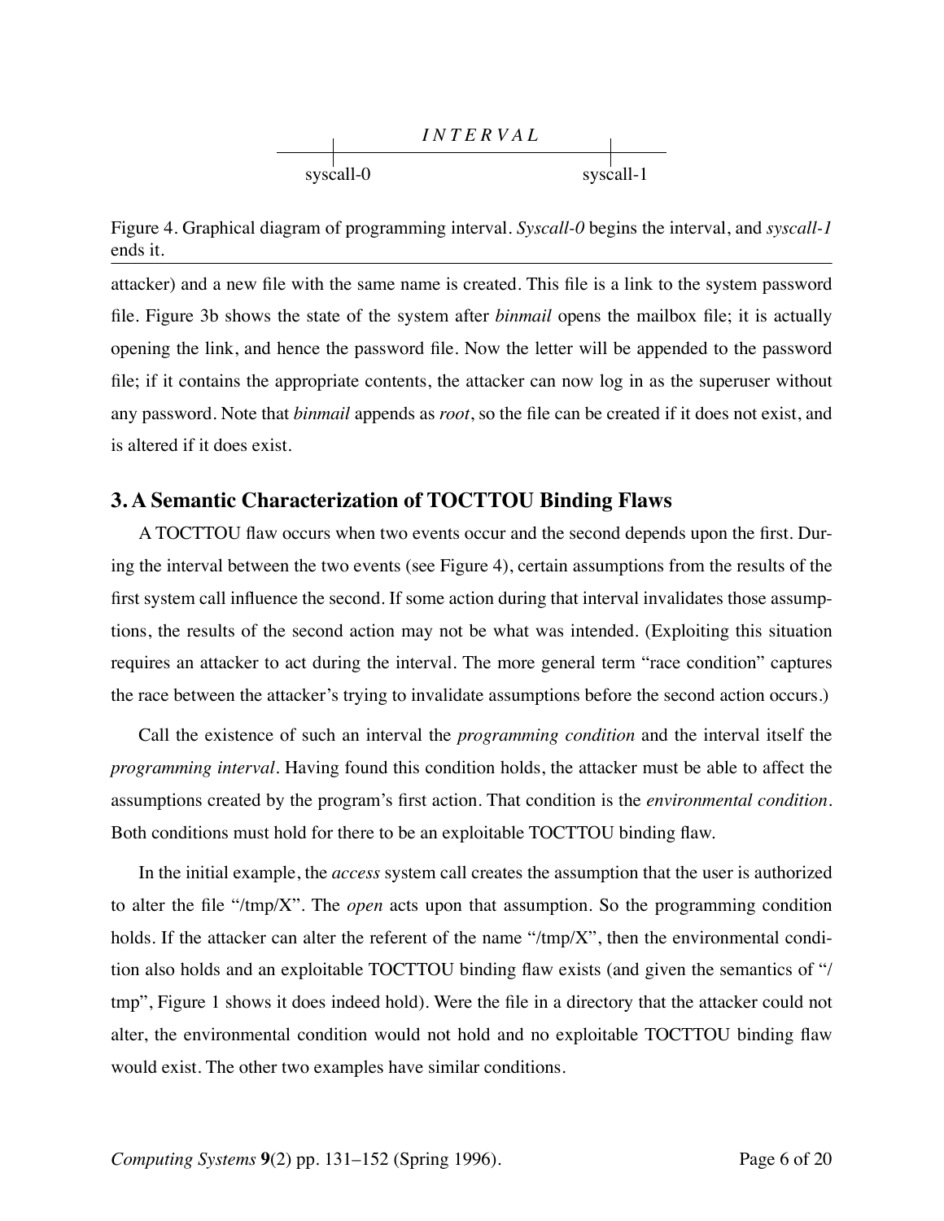INTERVAL

syscall-0 ——————————— syscall-1

Figure 4. Graphical diagram of programming interval. *Syscall-0* begins the interval, and *syscall-1* ends it.

attacker) and a new file with the same name is created. This file is a link to the system password file. Figure 3b shows the state of the system after *binmail* opens the mailbox file; it is actually opening the link, and hence the password file. Now the letter will be appended to the password file; if it contains the appropriate contents, the attacker can now log in as the superuser without any password. Note that *binmail* appends as *root*, so the file can be created if it does not exist, and is altered if it does exist.

## 3. A Semantic Characterization of TOCTTOU Binding Flaws

A TOCTTOU flaw occurs when two events occur and the second depends upon the first. During the interval between the two events (see Figure 4), certain assumptions from the results of the first system call influence the second. If some action during that interval invalidates those assumptions, the results of the second action may not be what was intended. (Exploiting this situation requires an attacker to act during the interval. The more general term "race condition" captures the race between the attacker's trying to invalidate assumptions before the second action occurs.)

Call the existence of such an interval the *programming condition* and the interval itself the *programming interval*. Having found this condition holds, the attacker must be able to affect the assumptions created by the program's first action. That condition is the *environmental condition*. Both conditions must hold for there to be an exploitable TOCTTOU binding flaw.

In the initial example, the *access* system call creates the assumption that the user is authorized to alter the file "/tmp/X". The *open* acts upon that assumption. So the programming condition holds. If the attacker can alter the referent of the name "/tmp/X", then the environmental condition also holds and an exploitable TOCTTOU binding flaw exists (and given the semantics of "/tmp", Figure 1 shows it does indeed hold). Were the file in a directory that the attacker could not alter, the environmental condition would not hold and no exploitable TOCTTOU binding flaw would exist. The other two examples have similar conditions.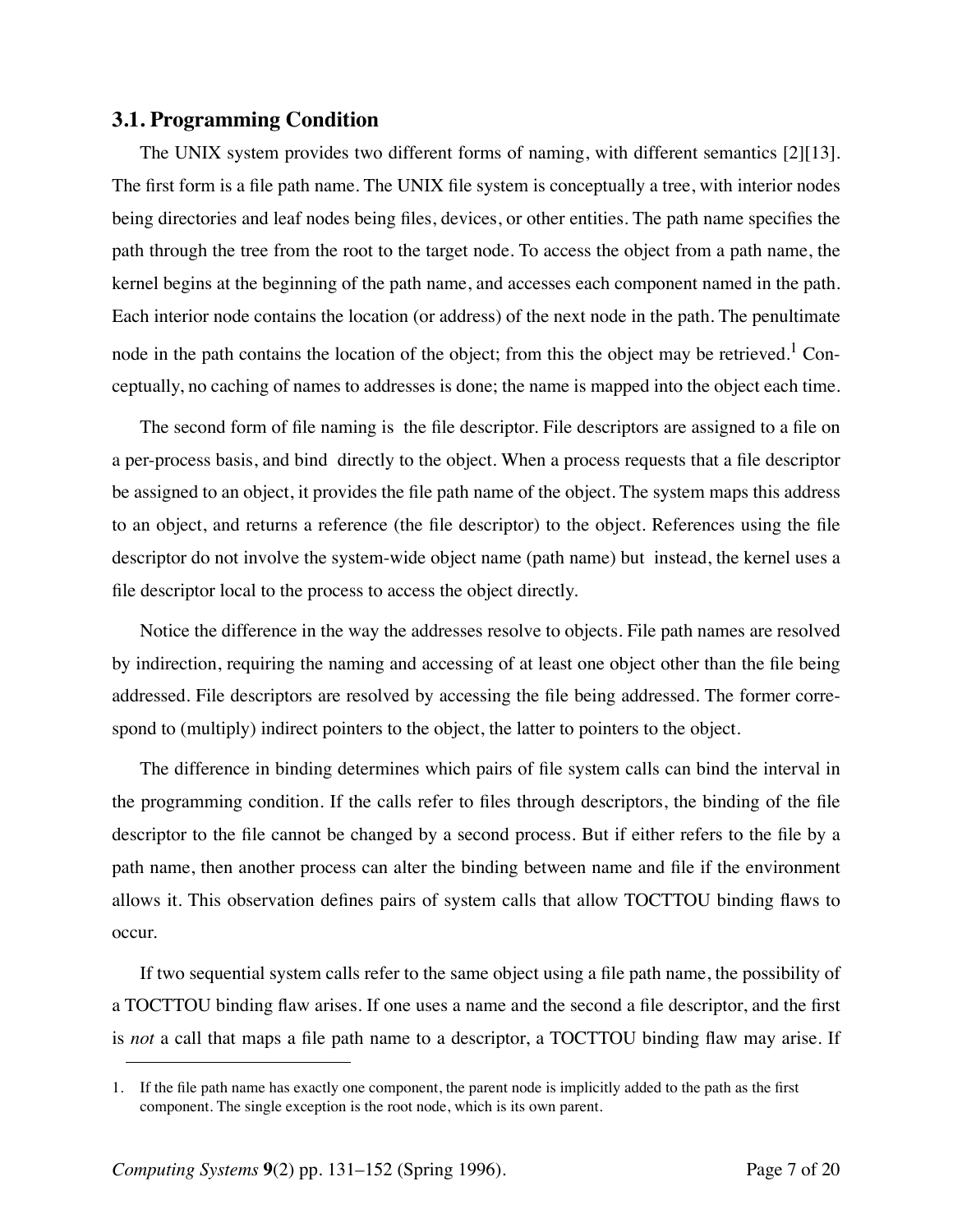### 3.1. Programming Condition

The UNIX system provides two different forms of naming, with different semantics [2][13]. The first form is a file path name. The UNIX file system is conceptually a tree, with interior nodes being directories and leaf nodes being files, devices, or other entities. The path name specifies the path through the tree from the root to the target node. To access the object from a path name, the kernel begins at the beginning of the path name, and accesses each component named in the path. Each interior node contains the location (or address) of the next node in the path. The penultimate node in the path contains the location of the object; from this the object may be retrieved.[1] Conceptually, no caching of names to addresses is done; the name is mapped into the object each time.

The second form of file naming is the file descriptor. File descriptors are assigned to a file on a per-process basis, and bind directly to the object. When a process requests that a file descriptor be assigned to an object, it provides the file path name of the object. The system maps this address to an object, and returns a reference (the file descriptor) to the object. References using the file descriptor do not involve the system-wide object name (path name) but instead, the kernel uses a file descriptor local to the process to access the object directly.

Notice the difference in the way the addresses resolve to objects. File path names are resolved by indirection, requiring the naming and accessing of at least one object other than the file being addressed. File descriptors are resolved by accessing the file being addressed. The former correspond to (multiply) indirect pointers to the object, the latter to pointers to the object.

The difference in binding determines which pairs of file system calls can bind the interval in the programming condition. If the calls refer to files through descriptors, the binding of the file descriptor to the file cannot be changed by a second process. But if either refers to the file by a path name, then another process can alter the binding between name and file if the environment allows it. This observation defines pairs of system calls that allow TOCTTOU binding flaws to occur.

If two sequential system calls refer to the same object using a file path name, the possibility of a TOCTTOU binding flaw arises. If one uses a name and the second a file descriptor, and the first is *not* a call that maps a file path name to a descriptor, a TOCTTOU binding flaw may arise. If

---

1. If the file path name has exactly one component, the parent node is implicitly added to the path as the first component. The single exception is the root node, which is its own parent.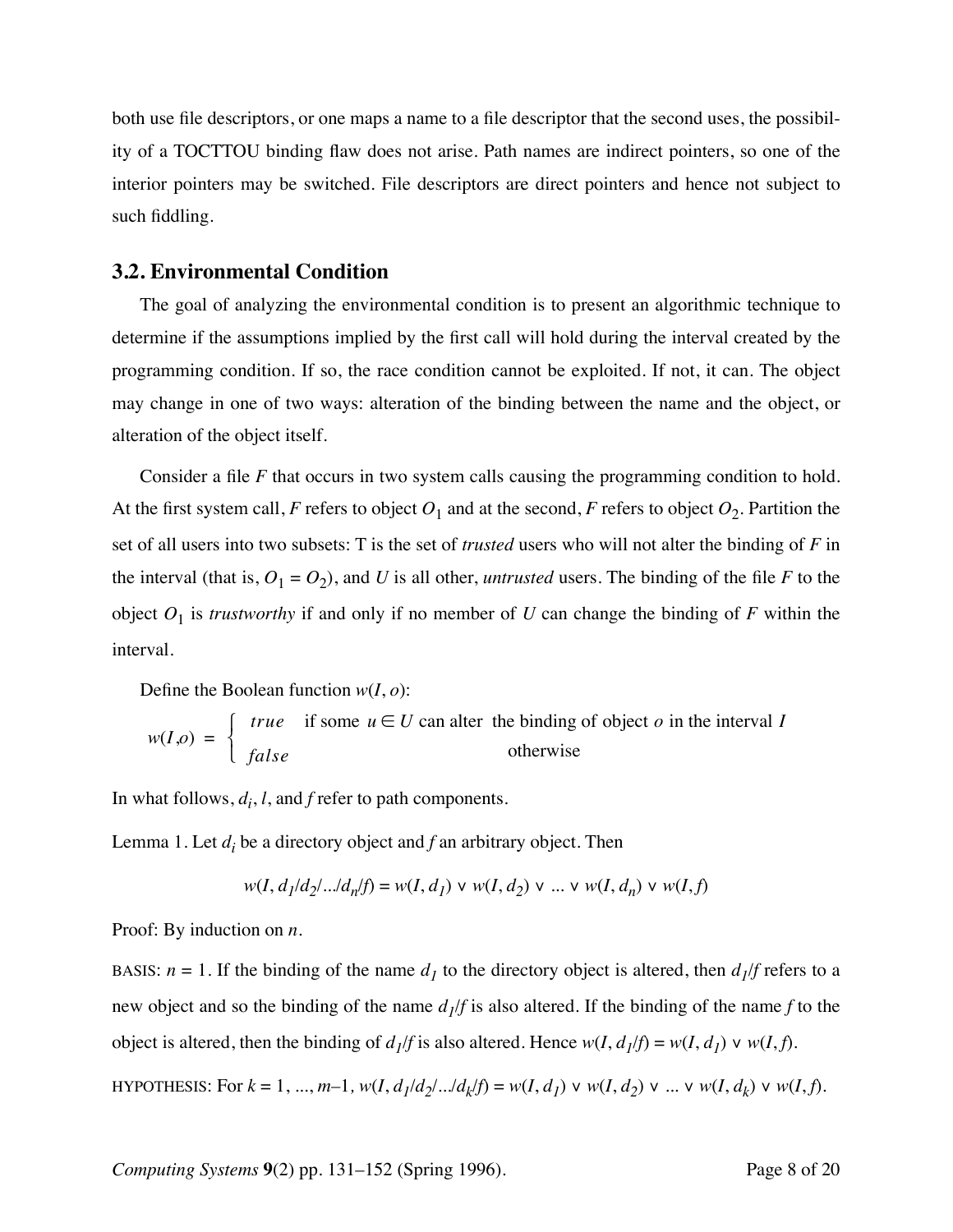both use file descriptors, or one maps a name to a file descriptor that the second uses, the possibility of a TOCTTOU binding flaw does not arise. Path names are indirect pointers, so one of the interior pointers may be switched. File descriptors are direct pointers and hence not subject to such fiddling.

### 3.2. Environmental Condition

The goal of analyzing the environmental condition is to present an algorithmic technique to determine if the assumptions implied by the first call will hold during the interval created by the programming condition. If so, the race condition cannot be exploited. If not, it can. The object may change in one of two ways: alteration of the binding between the name and the object, or alteration of the object itself.

Consider a file $F$ that occurs in two system calls causing the programming condition to hold. At the first system call, $F$ refers to object $O_1$ and at the second, $F$ refers to object $O_2$. Partition the set of all users into two subsets: T is the set of *trusted* users who will not alter the binding of $F$ in the interval (that is, $O_1 = O_2$), and $U$ is all other, *untrusted* users. The binding of the file $F$ to the object $O_1$ is *trustworthy* if and only if no member of $U$ can change the binding of $F$ within the interval.

Define the Boolean function $w(I, o)$:

$$w(I,o) = \begin{cases} true & \text{if some } u \in U \text{ can alter the binding of object } o \text{ in the interval } I \\ false & \text{otherwise} \end{cases}$$

In what follows, $d_i$, $l$, and $f$ refer to path components.

Lemma 1. Let $d_i$ be a directory object and $f$ an arbitrary object. Then

$$w(I, d_1/d_2/.../d_n/f) = w(I, d_1) \vee w(I, d_2) \vee \ldots \vee w(I, d_n) \vee w(I, f)$$

Proof: By induction on $n$.

BASIS: $n = 1$. If the binding of the name $d_1$ to the directory object is altered, then $d_1/f$ refers to a new object and so the binding of the name $d_1/f$ is also altered. If the binding of the name $f$ to the object is altered, then the binding of $d_1/f$ is also altered. Hence $w(I, d_1/f) = w(I, d_1) \vee w(I, f)$.

HYPOTHESIS: For $k = 1, \ldots, m-1$, $w(I, d_1/d_2/.../d_k/f) = w(I, d_1) \vee w(I, d_2) \vee \ldots \vee w(I, d_k) \vee w(I, f)$.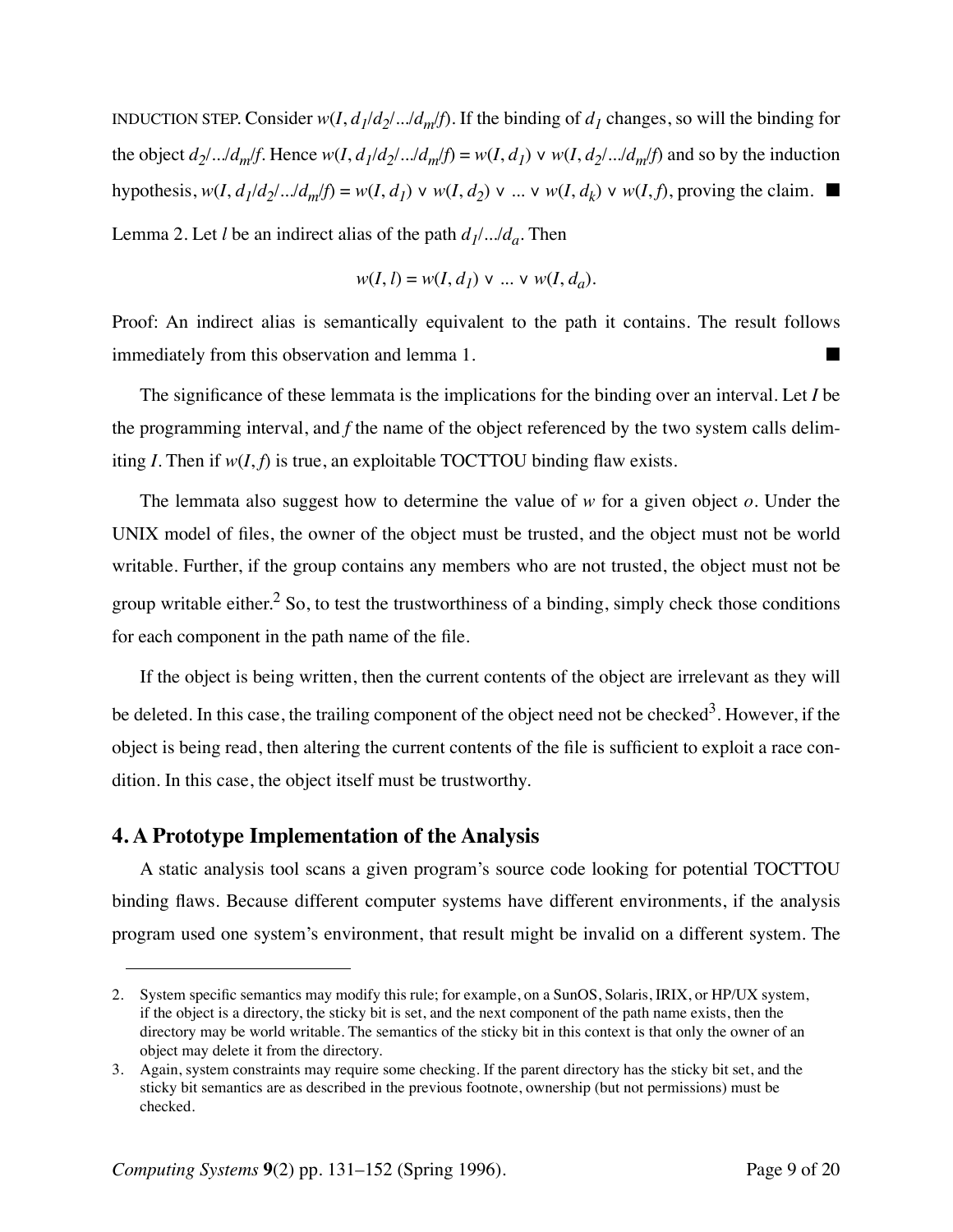INDUCTION STEP. Consider $w(I, d_1/d_2/.../d_m/f)$. If the binding of $d_1$ changes, so will the binding for the object $d_2/.../d_m/f$. Hence $w(I, d_1/d_2/.../d_m/f) = w(I, d_1) \vee w(I, d_2/.../d_m/f)$ and so by the induction hypothesis, $w(I, d_1/d_2/.../d_m/f) = w(I, d_1) \vee w(I, d_2) \vee ... \vee w(I, d_k) \vee w(I, f)$, proving the claim. ■

Lemma 2. Let $l$ be an indirect alias of the path $d_1/.../d_a$. Then

$$w(I, l) = w(I, d_1) \vee ... \vee w(I, d_a).$$

Proof: An indirect alias is semantically equivalent to the path it contains. The result follows immediately from this observation and lemma 1. ■

The significance of these lemmata is the implications for the binding over an interval. Let $I$ be the programming interval, and $f$ the name of the object referenced by the two system calls delimiting $I$. Then if $w(I, f)$ is true, an exploitable TOCTTOU binding flaw exists.

The lemmata also suggest how to determine the value of $w$ for a given object $o$. Under the UNIX model of files, the owner of the object must be trusted, and the object must not be world writable. Further, if the group contains any members who are not trusted, the object must not be group writable either.[2] So, to test the trustworthiness of a binding, simply check those conditions for each component in the path name of the file.

If the object is being written, then the current contents of the object are irrelevant as they will be deleted. In this case, the trailing component of the object need not be checked[3]. However, if the object is being read, then altering the current contents of the file is sufficient to exploit a race condition. In this case, the object itself must be trustworthy.

## 4. A Prototype Implementation of the Analysis

A static analysis tool scans a given program's source code looking for potential TOCTTOU binding flaws. Because different computer systems have different environments, if the analysis program used one system's environment, that result might be invalid on a different system. The

---

2. System specific semantics may modify this rule; for example, on a SunOS, Solaris, IRIX, or HP/UX system, if the object is a directory, the sticky bit is set, and the next component of the path name exists, then the directory may be world writable. The semantics of the sticky bit in this context is that only the owner of an object may delete it from the directory.

3. Again, system constraints may require some checking. If the parent directory has the sticky bit set, and the sticky bit semantics are as described in the previous footnote, ownership (but not permissions) must be checked.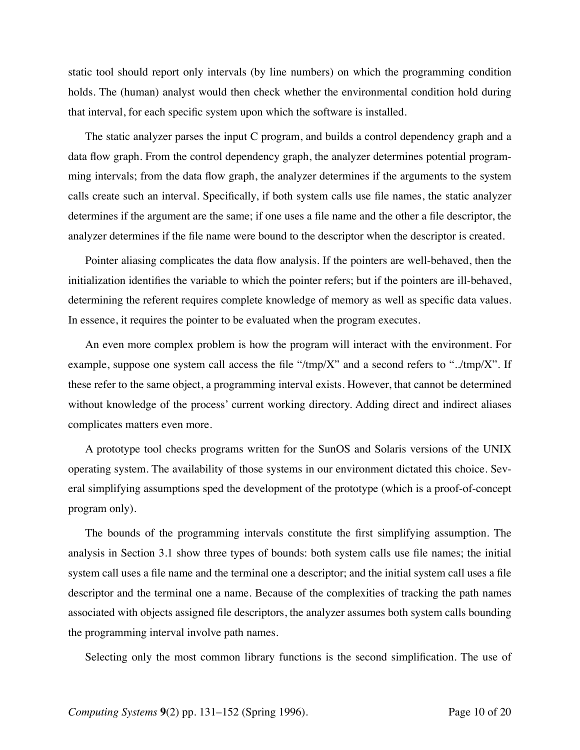static tool should report only intervals (by line numbers) on which the programming condition holds. The (human) analyst would then check whether the environmental condition hold during that interval, for each specific system upon which the software is installed.

The static analyzer parses the input C program, and builds a control dependency graph and a data flow graph. From the control dependency graph, the analyzer determines potential programming intervals; from the data flow graph, the analyzer determines if the arguments to the system calls create such an interval. Specifically, if both system calls use file names, the static analyzer determines if the argument are the same; if one uses a file name and the other a file descriptor, the analyzer determines if the file name were bound to the descriptor when the descriptor is created.

Pointer aliasing complicates the data flow analysis. If the pointers are well-behaved, then the initialization identifies the variable to which the pointer refers; but if the pointers are ill-behaved, determining the referent requires complete knowledge of memory as well as specific data values. In essence, it requires the pointer to be evaluated when the program executes.

An even more complex problem is how the program will interact with the environment. For example, suppose one system call access the file "/tmp/X" and a second refers to "../tmp/X". If these refer to the same object, a programming interval exists. However, that cannot be determined without knowledge of the process' current working directory. Adding direct and indirect aliases complicates matters even more.

A prototype tool checks programs written for the SunOS and Solaris versions of the UNIX operating system. The availability of those systems in our environment dictated this choice. Several simplifying assumptions sped the development of the prototype (which is a proof-of-concept program only).

The bounds of the programming intervals constitute the first simplifying assumption. The analysis in Section 3.1 show three types of bounds: both system calls use file names; the initial system call uses a file name and the terminal one a descriptor; and the initial system call uses a file descriptor and the terminal one a name. Because of the complexities of tracking the path names associated with objects assigned file descriptors, the analyzer assumes both system calls bounding the programming interval involve path names.

Selecting only the most common library functions is the second simplification. The use of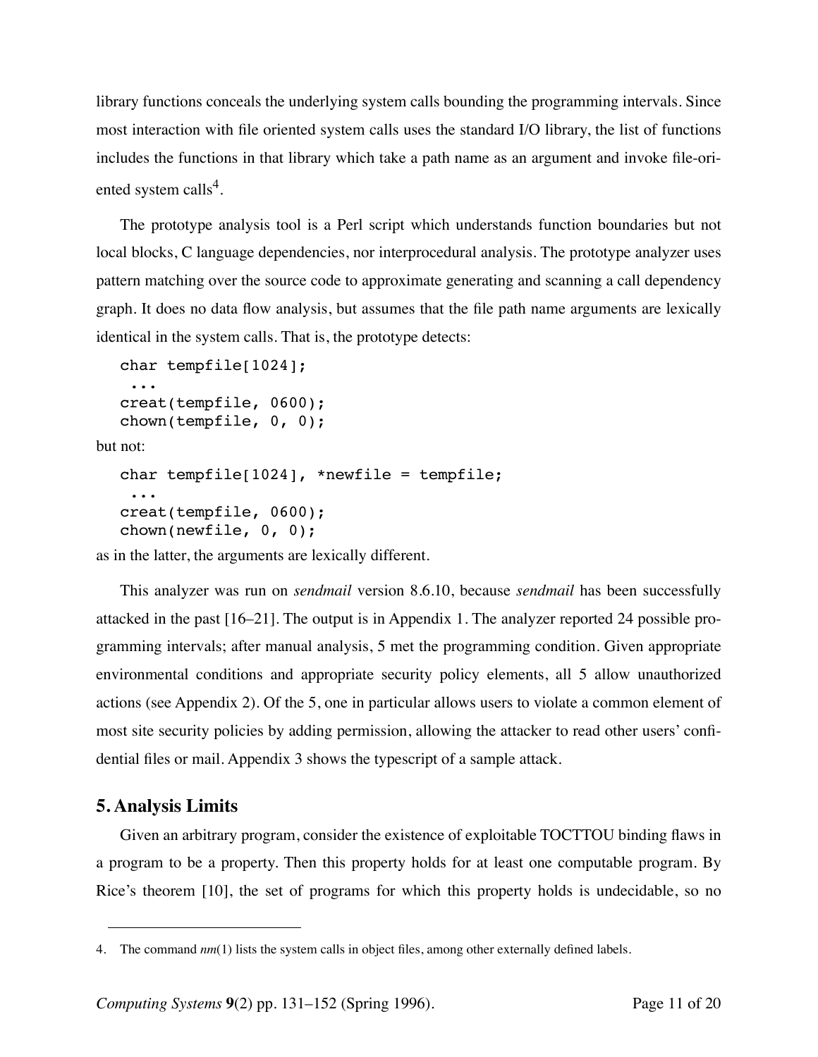library functions conceals the underlying system calls bounding the programming intervals. Since most interaction with file oriented system calls uses the standard I/O library, the list of functions includes the functions in that library which take a path name as an argument and invoke file-oriented system calls[4].

The prototype analysis tool is a Perl script which understands function boundaries but not local blocks, C language dependencies, nor interprocedural analysis. The prototype analyzer uses pattern matching over the source code to approximate generating and scanning a call dependency graph. It does no data flow analysis, but assumes that the file path name arguments are lexically identical in the system calls. That is, the prototype detects:

```
char tempfile[1024];
 ...
creat(tempfile, 0600);
chown(tempfile, 0, 0);
```

but not:

```
char tempfile[1024], *newfile = tempfile;
 ...
creat(tempfile, 0600);
chown(newfile, 0, 0);
```

as in the latter, the arguments are lexically different.

This analyzer was run on *sendmail* version 8.6.10, because *sendmail* has been successfully attacked in the past [16–21]. The output is in Appendix 1. The analyzer reported 24 possible programming intervals; after manual analysis, 5 met the programming condition. Given appropriate environmental conditions and appropriate security policy elements, all 5 allow unauthorized actions (see Appendix 2). Of the 5, one in particular allows users to violate a common element of most site security policies by adding permission, allowing the attacker to read other users' confidential files or mail. Appendix 3 shows the typescript of a sample attack.

## 5. Analysis Limits

Given an arbitrary program, consider the existence of exploitable TOCTTOU binding flaws in a program to be a property. Then this property holds for at least one computable program. By Rice's theorem [10], the set of programs for which this property holds is undecidable, so no

4. The command *nm*(1) lists the system calls in object files, among other externally defined labels.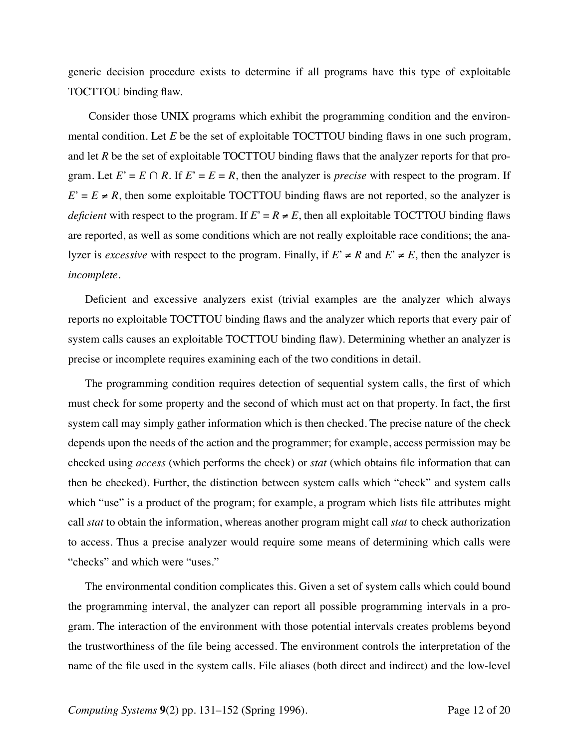generic decision procedure exists to determine if all programs have this type of exploitable TOCTTOU binding flaw.

Consider those UNIX programs which exhibit the programming condition and the environmental condition. Let $E$ be the set of exploitable TOCTTOU binding flaws in one such program, and let $R$ be the set of exploitable TOCTTOU binding flaws that the analyzer reports for that program. Let $E' = E \cap R$. If $E' = E = R$, then the analyzer is *precise* with respect to the program. If $E' = E \neq R$, then some exploitable TOCTTOU binding flaws are not reported, so the analyzer is *deficient* with respect to the program. If $E' = R \neq E$, then all exploitable TOCTTOU binding flaws are reported, as well as some conditions which are not really exploitable race conditions; the analyzer is *excessive* with respect to the program. Finally, if $E' \neq R$ and $E' \neq E$, then the analyzer is *incomplete*.

Deficient and excessive analyzers exist (trivial examples are the analyzer which always reports no exploitable TOCTTOU binding flaws and the analyzer which reports that every pair of system calls causes an exploitable TOCTTOU binding flaw). Determining whether an analyzer is precise or incomplete requires examining each of the two conditions in detail.

The programming condition requires detection of sequential system calls, the first of which must check for some property and the second of which must act on that property. In fact, the first system call may simply gather information which is then checked. The precise nature of the check depends upon the needs of the action and the programmer; for example, access permission may be checked using *access* (which performs the check) or *stat* (which obtains file information that can then be checked). Further, the distinction between system calls which "check" and system calls which "use" is a product of the program; for example, a program which lists file attributes might call *stat* to obtain the information, whereas another program might call *stat* to check authorization to access. Thus a precise analyzer would require some means of determining which calls were "checks" and which were "uses."

The environmental condition complicates this. Given a set of system calls which could bound the programming interval, the analyzer can report all possible programming intervals in a program. The interaction of the environment with those potential intervals creates problems beyond the trustworthiness of the file being accessed. The environment controls the interpretation of the name of the file used in the system calls. File aliases (both direct and indirect) and the low-level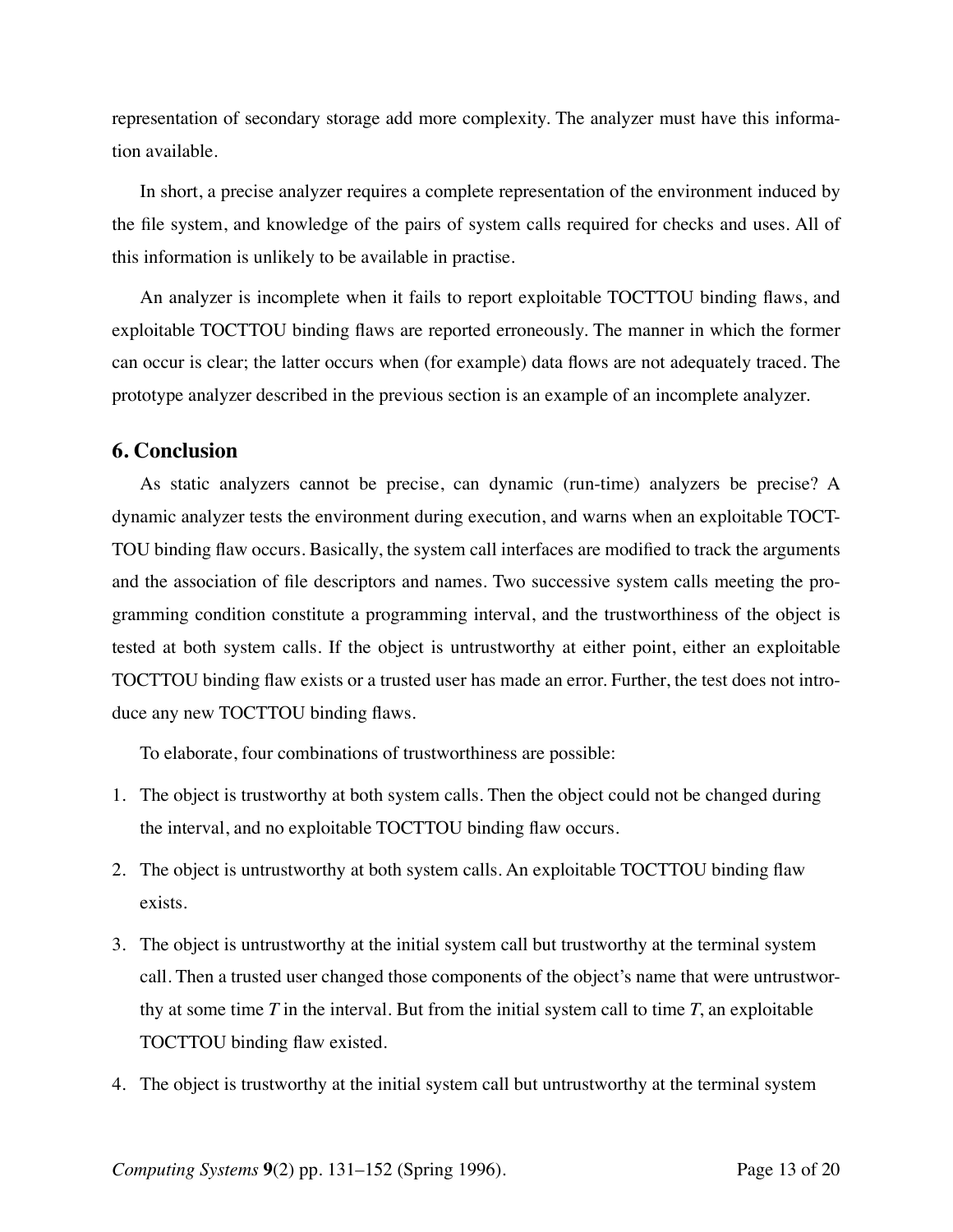representation of secondary storage add more complexity. The analyzer must have this information available.

In short, a precise analyzer requires a complete representation of the environment induced by the file system, and knowledge of the pairs of system calls required for checks and uses. All of this information is unlikely to be available in practise.

An analyzer is incomplete when it fails to report exploitable TOCTTOU binding flaws, and exploitable TOCTTOU binding flaws are reported erroneously. The manner in which the former can occur is clear; the latter occurs when (for example) data flows are not adequately traced. The prototype analyzer described in the previous section is an example of an incomplete analyzer.

## 6. Conclusion

As static analyzers cannot be precise, can dynamic (run-time) analyzers be precise? A dynamic analyzer tests the environment during execution, and warns when an exploitable TOCTTOU binding flaw occurs. Basically, the system call interfaces are modified to track the arguments and the association of file descriptors and names. Two successive system calls meeting the programming condition constitute a programming interval, and the trustworthiness of the object is tested at both system calls. If the object is untrustworthy at either point, either an exploitable TOCTTOU binding flaw exists or a trusted user has made an error. Further, the test does not introduce any new TOCTTOU binding flaws.

To elaborate, four combinations of trustworthiness are possible:

1. The object is trustworthy at both system calls. Then the object could not be changed during the interval, and no exploitable TOCTTOU binding flaw occurs.
2. The object is untrustworthy at both system calls. An exploitable TOCTTOU binding flaw exists.
3. The object is untrustworthy at the initial system call but trustworthy at the terminal system call. Then a trusted user changed those components of the object's name that were untrustworthy at some time *T* in the interval. But from the initial system call to time *T*, an exploitable TOCTTOU binding flaw existed.
4. The object is trustworthy at the initial system call but untrustworthy at the terminal system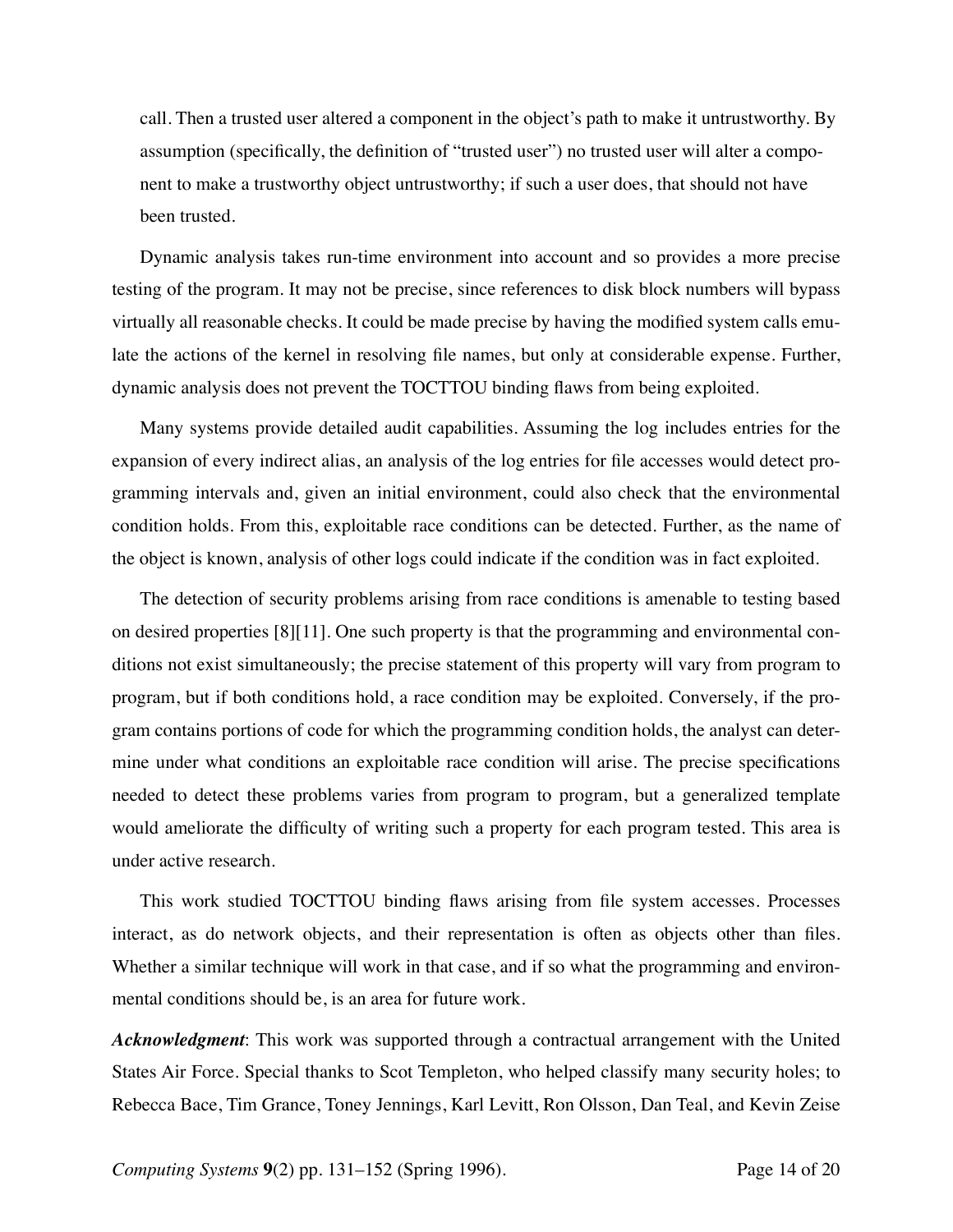call. Then a trusted user altered a component in the object's path to make it untrustworthy. By assumption (specifically, the definition of "trusted user") no trusted user will alter a component to make a trustworthy object untrustworthy; if such a user does, that should not have been trusted.

Dynamic analysis takes run-time environment into account and so provides a more precise testing of the program. It may not be precise, since references to disk block numbers will bypass virtually all reasonable checks. It could be made precise by having the modified system calls emulate the actions of the kernel in resolving file names, but only at considerable expense. Further, dynamic analysis does not prevent the TOCTTOU binding flaws from being exploited.

Many systems provide detailed audit capabilities. Assuming the log includes entries for the expansion of every indirect alias, an analysis of the log entries for file accesses would detect programming intervals and, given an initial environment, could also check that the environmental condition holds. From this, exploitable race conditions can be detected. Further, as the name of the object is known, analysis of other logs could indicate if the condition was in fact exploited.

The detection of security problems arising from race conditions is amenable to testing based on desired properties [8][11]. One such property is that the programming and environmental conditions not exist simultaneously; the precise statement of this property will vary from program to program, but if both conditions hold, a race condition may be exploited. Conversely, if the program contains portions of code for which the programming condition holds, the analyst can determine under what conditions an exploitable race condition will arise. The precise specifications needed to detect these problems varies from program to program, but a generalized template would ameliorate the difficulty of writing such a property for each program tested. This area is under active research.

This work studied TOCTTOU binding flaws arising from file system accesses. Processes interact, as do network objects, and their representation is often as objects other than files. Whether a similar technique will work in that case, and if so what the programming and environmental conditions should be, is an area for future work.

***Acknowledgment***: This work was supported through a contractual arrangement with the United States Air Force. Special thanks to Scot Templeton, who helped classify many security holes; to Rebecca Bace, Tim Grance, Toney Jennings, Karl Levitt, Ron Olsson, Dan Teal, and Kevin Zeise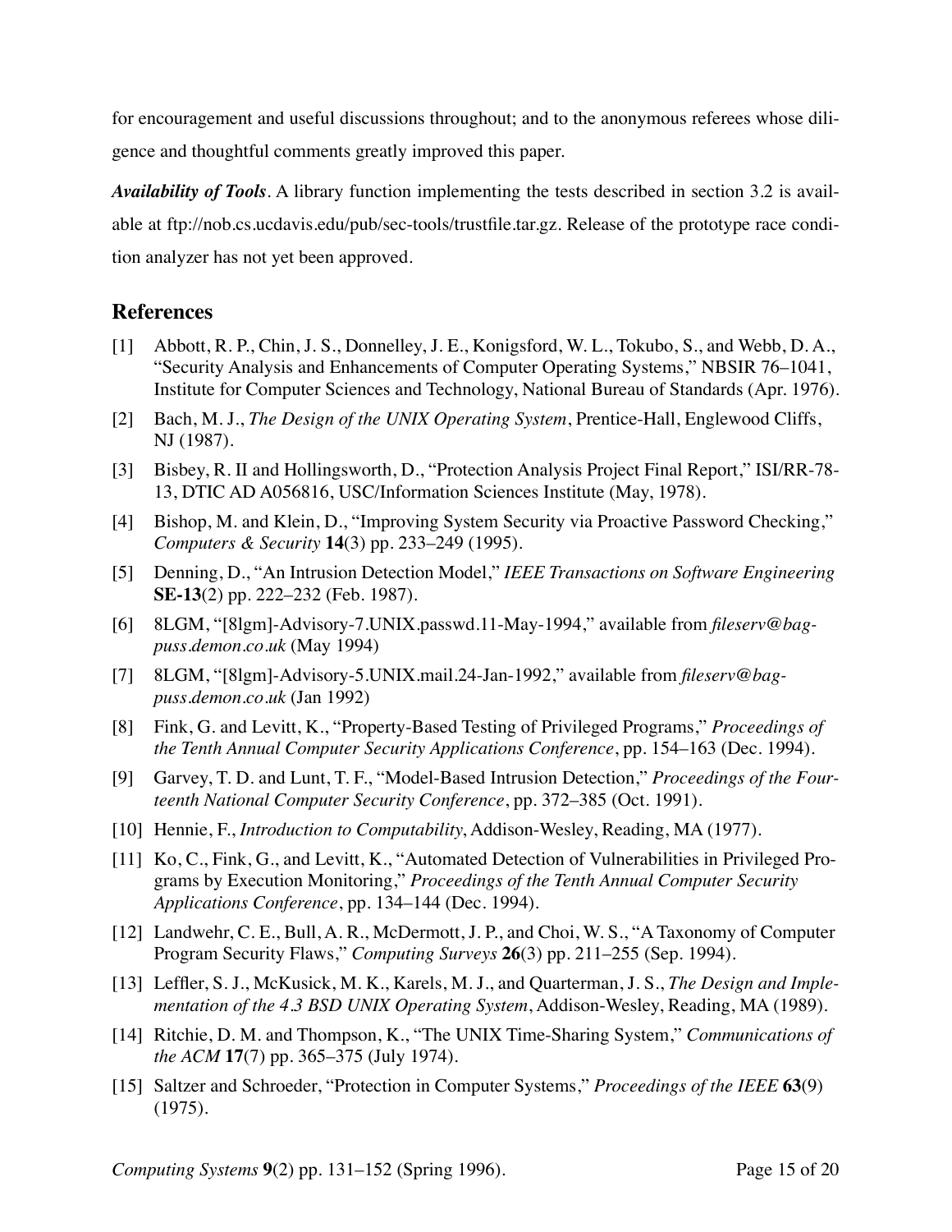for encouragement and useful discussions throughout; and to the anonymous referees whose diligence and thoughtful comments greatly improved this paper.

***Availability of Tools***. A library function implementing the tests described in section 3.2 is available at ftp://nob.cs.ucdavis.edu/pub/sec-tools/trustfile.tar.gz. Release of the prototype race condition analyzer has not yet been approved.

## References

[1] Abbott, R. P., Chin, J. S., Donnelley, J. E., Konigsford, W. L., Tokubo, S., and Webb, D. A., "Security Analysis and Enhancements of Computer Operating Systems," NBSIR 76–1041, Institute for Computer Sciences and Technology, National Bureau of Standards (Apr. 1976).

[2] Bach, M. J., *The Design of the UNIX Operating System*, Prentice-Hall, Englewood Cliffs, NJ (1987).

[3] Bisbey, R. II and Hollingsworth, D., "Protection Analysis Project Final Report," ISI/RR-78-13, DTIC AD A056816, USC/Information Sciences Institute (May, 1978).

[4] Bishop, M. and Klein, D., "Improving System Security via Proactive Password Checking," *Computers & Security* **14**(3) pp. 233–249 (1995).

[5] Denning, D., "An Intrusion Detection Model," *IEEE Transactions on Software Engineering* **SE-13**(2) pp. 222–232 (Feb. 1987).

[6] 8LGM, "[8lgm]-Advisory-7.UNIX.passwd.11-May-1994," available from *fileserv@bagpuss.demon.co.uk* (May 1994)

[7] 8LGM, "[8lgm]-Advisory-5.UNIX.mail.24-Jan-1992," available from *fileserv@bagpuss.demon.co.uk* (Jan 1992)

[8] Fink, G. and Levitt, K., "Property-Based Testing of Privileged Programs," *Proceedings of the Tenth Annual Computer Security Applications Conference*, pp. 154–163 (Dec. 1994).

[9] Garvey, T. D. and Lunt, T. F., "Model-Based Intrusion Detection," *Proceedings of the Fourteenth National Computer Security Conference*, pp. 372–385 (Oct. 1991).

[10] Hennie, F., *Introduction to Computability*, Addison-Wesley, Reading, MA (1977).

[11] Ko, C., Fink, G., and Levitt, K., "Automated Detection of Vulnerabilities in Privileged Programs by Execution Monitoring," *Proceedings of the Tenth Annual Computer Security Applications Conference*, pp. 134–144 (Dec. 1994).

[12] Landwehr, C. E., Bull, A. R., McDermott, J. P., and Choi, W. S., "A Taxonomy of Computer Program Security Flaws," *Computing Surveys* **26**(3) pp. 211–255 (Sep. 1994).

[13] Leffler, S. J., McKusick, M. K., Karels, M. J., and Quarterman, J. S., *The Design and Implementation of the 4.3 BSD UNIX Operating System*, Addison-Wesley, Reading, MA (1989).

[14] Ritchie, D. M. and Thompson, K., "The UNIX Time-Sharing System," *Communications of the ACM* **17**(7) pp. 365–375 (July 1974).

[15] Saltzer and Schroeder, "Protection in Computer Systems," *Proceedings of the IEEE* **63**(9) (1975).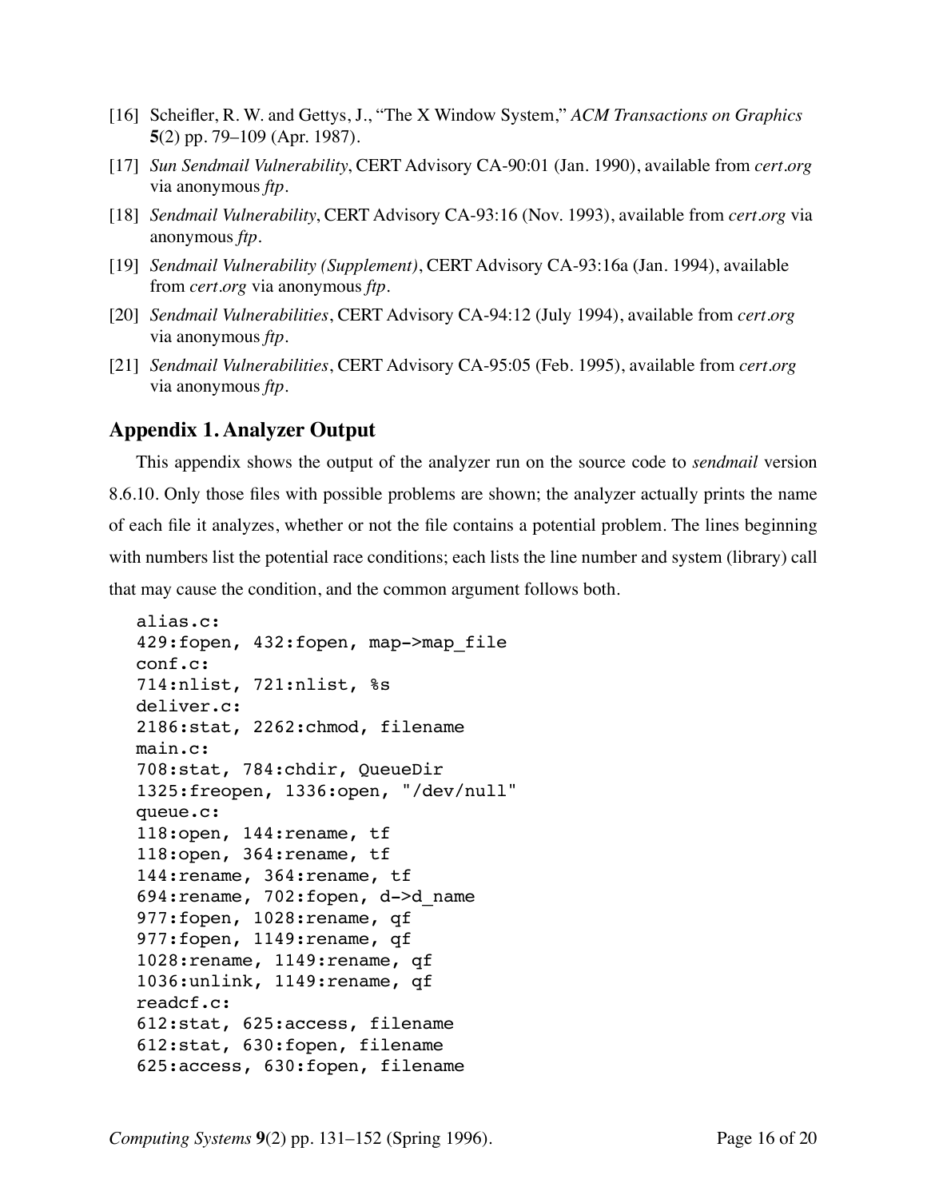[16] Scheifler, R. W. and Gettys, J., "The X Window System," *ACM Transactions on Graphics* **5**(2) pp. 79–109 (Apr. 1987).

[17] *Sun Sendmail Vulnerability*, CERT Advisory CA-90:01 (Jan. 1990), available from *cert.org* via anonymous *ftp*.

[18] *Sendmail Vulnerability*, CERT Advisory CA-93:16 (Nov. 1993), available from *cert.org* via anonymous *ftp*.

[19] *Sendmail Vulnerability (Supplement)*, CERT Advisory CA-93:16a (Jan. 1994), available from *cert.org* via anonymous *ftp*.

[20] *Sendmail Vulnerabilities*, CERT Advisory CA-94:12 (July 1994), available from *cert.org* via anonymous *ftp*.

[21] *Sendmail Vulnerabilities*, CERT Advisory CA-95:05 (Feb. 1995), available from *cert.org* via anonymous *ftp*.

## Appendix 1. Analyzer Output

This appendix shows the output of the analyzer run on the source code to *sendmail* version 8.6.10. Only those files with possible problems are shown; the analyzer actually prints the name of each file it analyzes, whether or not the file contains a potential problem. The lines beginning with numbers list the potential race conditions; each lists the line number and system (library) call that may cause the condition, and the common argument follows both.

```
alias.c:
429:fopen, 432:fopen, map->map_file
conf.c:
714:nlist, 721:nlist, %s
deliver.c:
2186:stat, 2262:chmod, filename
main.c:
708:stat, 784:chdir, QueueDir
1325:freopen, 1336:open, "/dev/null"
queue.c:
118:open, 144:rename, tf
118:open, 364:rename, tf
144:rename, 364:rename, tf
694:rename, 702:fopen, d->d_name
977:fopen, 1028:rename, qf
977:fopen, 1149:rename, qf
1028:rename, 1149:rename, qf
1036:unlink, 1149:rename, qf
readcf.c:
612:stat, 625:access, filename
612:stat, 630:fopen, filename
625:access, 630:fopen, filename
```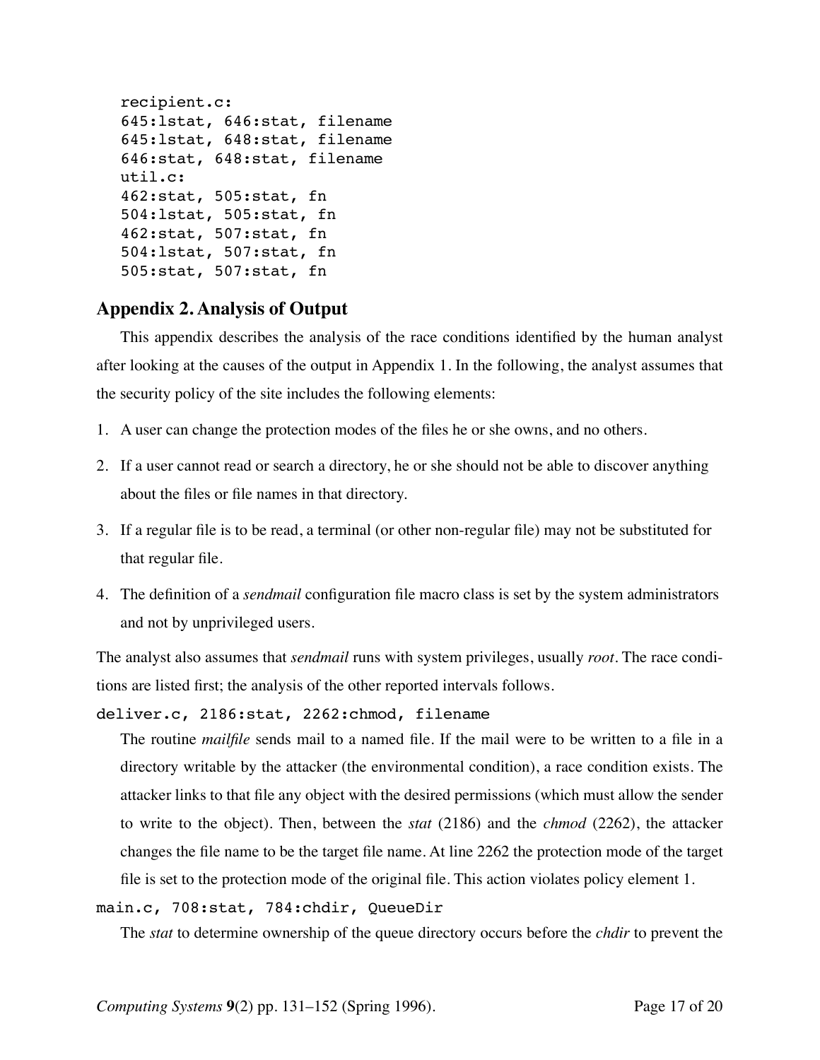```
recipient.c:
645:lstat, 646:stat, filename
645:lstat, 648:stat, filename
646:stat, 648:stat, filename
util.c:
462:stat, 505:stat, fn
504:lstat, 505:stat, fn
462:stat, 507:stat, fn
504:lstat, 507:stat, fn
505:stat, 507:stat, fn
```

## Appendix 2. Analysis of Output

This appendix describes the analysis of the race conditions identified by the human analyst after looking at the causes of the output in Appendix 1. In the following, the analyst assumes that the security policy of the site includes the following elements:

1. A user can change the protection modes of the files he or she owns, and no others.
2. If a user cannot read or search a directory, he or she should not be able to discover anything about the files or file names in that directory.
3. If a regular file is to be read, a terminal (or other non-regular file) may not be substituted for that regular file.
4. The definition of a *sendmail* configuration file macro class is set by the system administrators and not by unprivileged users.

The analyst also assumes that *sendmail* runs with system privileges, usually *root*. The race conditions are listed first; the analysis of the other reported intervals follows.

`deliver.c, 2186:stat, 2262:chmod, filename`

The routine *mailfile* sends mail to a named file. If the mail were to be written to a file in a directory writable by the attacker (the environmental condition), a race condition exists. The attacker links to that file any object with the desired permissions (which must allow the sender to write to the object). Then, between the *stat* (2186) and the *chmod* (2262), the attacker changes the file name to be the target file name. At line 2262 the protection mode of the target file is set to the protection mode of the original file. This action violates policy element 1.

`main.c, 708:stat, 784:chdir, QueueDir`

The *stat* to determine ownership of the queue directory occurs before the *chdir* to prevent the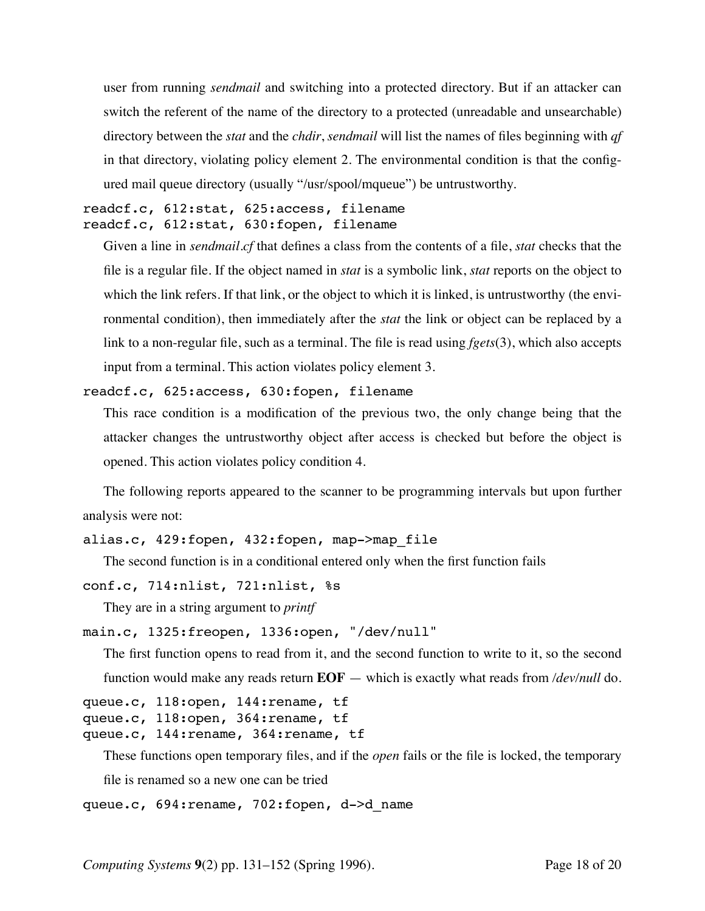user from running *sendmail* and switching into a protected directory. But if an attacker can switch the referent of the name of the directory to a protected (unreadable and unsearchable) directory between the *stat* and the *chdir*, *sendmail* will list the names of files beginning with *qf* in that directory, violating policy element 2. The environmental condition is that the configured mail queue directory (usually "/usr/spool/mqueue") be untrustworthy.

```
readcf.c, 612:stat, 625:access, filename
readcf.c, 612:stat, 630:fopen, filename
```

Given a line in *sendmail.cf* that defines a class from the contents of a file, *stat* checks that the file is a regular file. If the object named in *stat* is a symbolic link, *stat* reports on the object to which the link refers. If that link, or the object to which it is linked, is untrustworthy (the environmental condition), then immediately after the *stat* the link or object can be replaced by a link to a non-regular file, such as a terminal. The file is read using *fgets*(3), which also accepts input from a terminal. This action violates policy element 3.

```
readcf.c, 625:access, 630:fopen, filename
```

This race condition is a modification of the previous two, the only change being that the attacker changes the untrustworthy object after access is checked but before the object is opened. This action violates policy condition 4.

The following reports appeared to the scanner to be programming intervals but upon further analysis were not:

```
alias.c, 429:fopen, 432:fopen, map->map_file
```

The second function is in a conditional entered only when the first function fails

```
conf.c, 714:nlist, 721:nlist, %s
```

They are in a string argument to *printf*

```
main.c, 1325:freopen, 1336:open, "/dev/null"
```

The first function opens to read from it, and the second function to write to it, so the second function would make any reads return **EOF** — which is exactly what reads from */dev/null* do.

```
queue.c, 118:open, 144:rename, tf
queue.c, 118:open, 364:rename, tf
queue.c, 144:rename, 364:rename, tf
```

These functions open temporary files, and if the *open* fails or the file is locked, the temporary file is renamed so a new one can be tried

```
queue.c, 694:rename, 702:fopen, d->d_name
```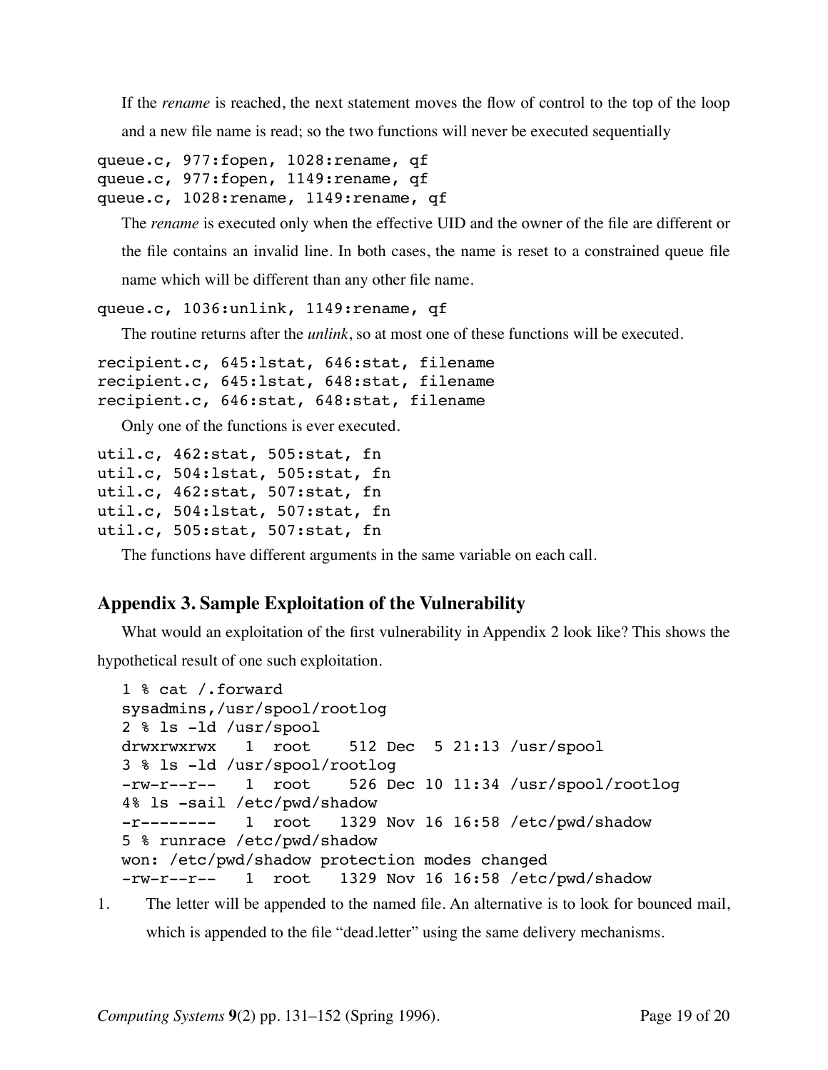If the *rename* is reached, the next statement moves the flow of control to the top of the loop and a new file name is read; so the two functions will never be executed sequentially

```
queue.c, 977:fopen, 1028:rename, qf
queue.c, 977:fopen, 1149:rename, qf
queue.c, 1028:rename, 1149:rename, qf
```

The *rename* is executed only when the effective UID and the owner of the file are different or the file contains an invalid line. In both cases, the name is reset to a constrained queue file name which will be different than any other file name.

```
queue.c, 1036:unlink, 1149:rename, qf
```

The routine returns after the *unlink*, so at most one of these functions will be executed.

```
recipient.c, 645:lstat, 646:stat, filename
recipient.c, 645:lstat, 648:stat, filename
recipient.c, 646:stat, 648:stat, filename
```

Only one of the functions is ever executed.

```
util.c, 462:stat, 505:stat, fn
util.c, 504:lstat, 505:stat, fn
util.c, 462:stat, 507:stat, fn
util.c, 504:lstat, 507:stat, fn
util.c, 505:stat, 507:stat, fn
```

The functions have different arguments in the same variable on each call.

## Appendix 3. Sample Exploitation of the Vulnerability

What would an exploitation of the first vulnerability in Appendix 2 look like? This shows the hypothetical result of one such exploitation.

```
1 % cat /.forward
sysadmins,/usr/spool/rootlog
2 % ls -ld /usr/spool
drwxrwxrwx   1  root    512 Dec  5 21:13 /usr/spool
3 % ls -ld /usr/spool/rootlog
-rw-r--r--   1  root    526 Dec 10 11:34 /usr/spool/rootlog
4% ls -sail /etc/pwd/shadow
-r--------   1  root   1329 Nov 16 16:58 /etc/pwd/shadow
5 % runrace /etc/pwd/shadow
won: /etc/pwd/shadow protection modes changed
-rw-r--r--   1  root   1329 Nov 16 16:58 /etc/pwd/shadow
```

1. The letter will be appended to the named file. An alternative is to look for bounced mail, which is appended to the file "dead.letter" using the same delivery mechanisms.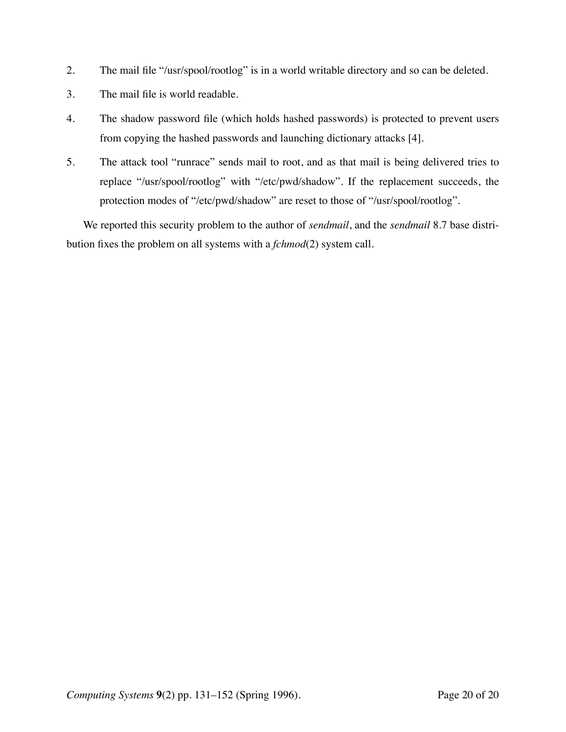2. The mail file "/usr/spool/rootlog" is in a world writable directory and so can be deleted.

3. The mail file is world readable.

4. The shadow password file (which holds hashed passwords) is protected to prevent users from copying the hashed passwords and launching dictionary attacks [4].

5. The attack tool "runrace" sends mail to root, and as that mail is being delivered tries to replace "/usr/spool/rootlog" with "/etc/pwd/shadow". If the replacement succeeds, the protection modes of "/etc/pwd/shadow" are reset to those of "/usr/spool/rootlog".

We reported this security problem to the author of *sendmail*, and the *sendmail* 8.7 base distribution fixes the problem on all systems with a *fchmod*(2) system call.